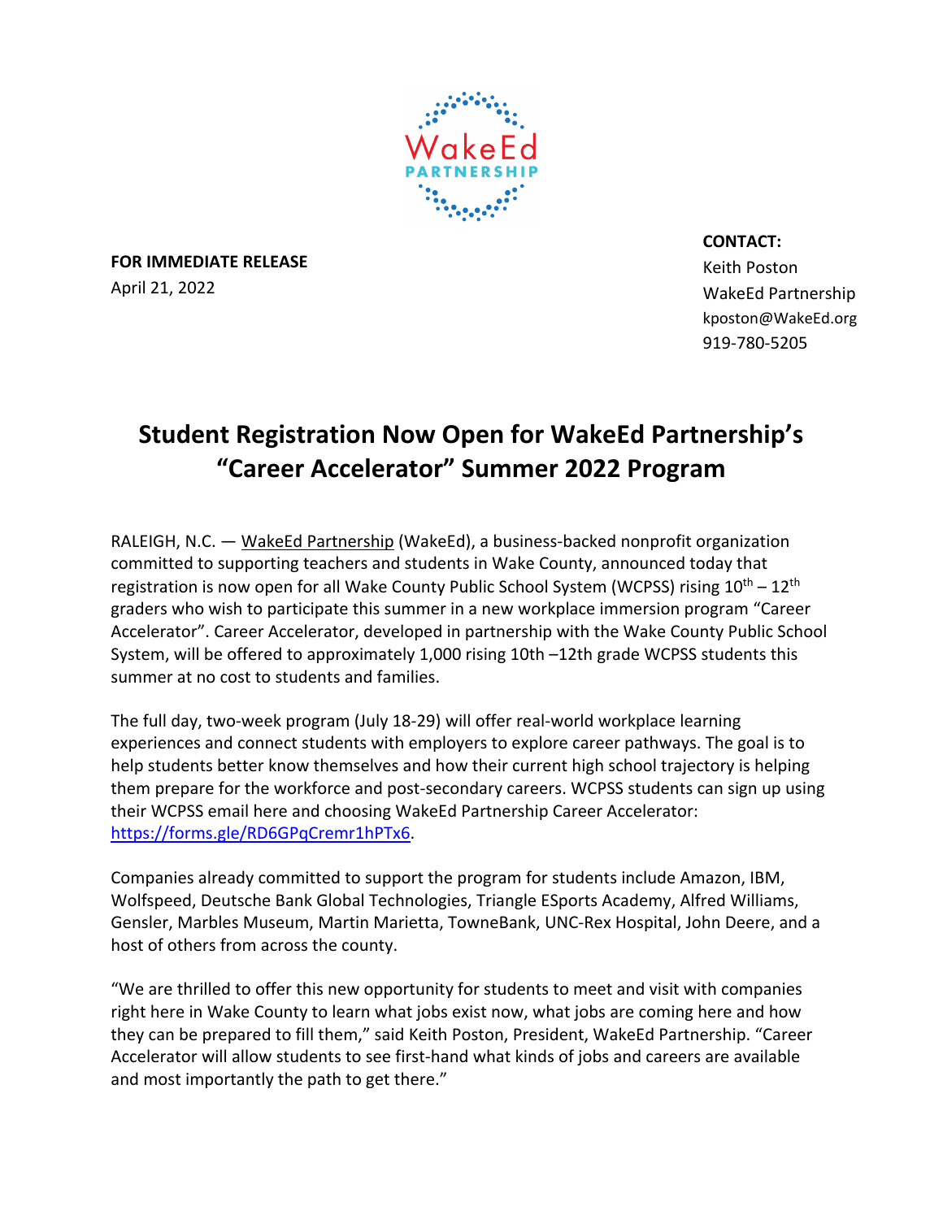WakeEd PARTNERSHIP

**FOR IMMEDIATE RELEASE**
April 21, 2022

**CONTACT:**
Keith Poston
WakeEd Partnership
kposton@WakeEd.org
919-780-5205

# Student Registration Now Open for WakeEd Partnership's "Career Accelerator" Summer 2022 Program

RALEIGH, N.C. — WakeEd Partnership (WakeEd), a business-backed nonprofit organization committed to supporting teachers and students in Wake County, announced today that registration is now open for all Wake County Public School System (WCPSS) rising 10th – 12th graders who wish to participate this summer in a new workplace immersion program "Career Accelerator". Career Accelerator, developed in partnership with the Wake County Public School System, will be offered to approximately 1,000 rising 10th –12th grade WCPSS students this summer at no cost to students and families.

The full day, two-week program (July 18-29) will offer real-world workplace learning experiences and connect students with employers to explore career pathways. The goal is to help students better know themselves and how their current high school trajectory is helping them prepare for the workforce and post-secondary careers. WCPSS students can sign up using their WCPSS email here and choosing WakeEd Partnership Career Accelerator: https://forms.gle/RD6GPqCremr1hPTx6.

Companies already committed to support the program for students include Amazon, IBM, Wolfspeed, Deutsche Bank Global Technologies, Triangle ESports Academy, Alfred Williams, Gensler, Marbles Museum, Martin Marietta, TowneBank, UNC-Rex Hospital, John Deere, and a host of others from across the county.

"We are thrilled to offer this new opportunity for students to meet and visit with companies right here in Wake County to learn what jobs exist now, what jobs are coming here and how they can be prepared to fill them," said Keith Poston, President, WakeEd Partnership. "Career Accelerator will allow students to see first-hand what kinds of jobs and careers are available and most importantly the path to get there."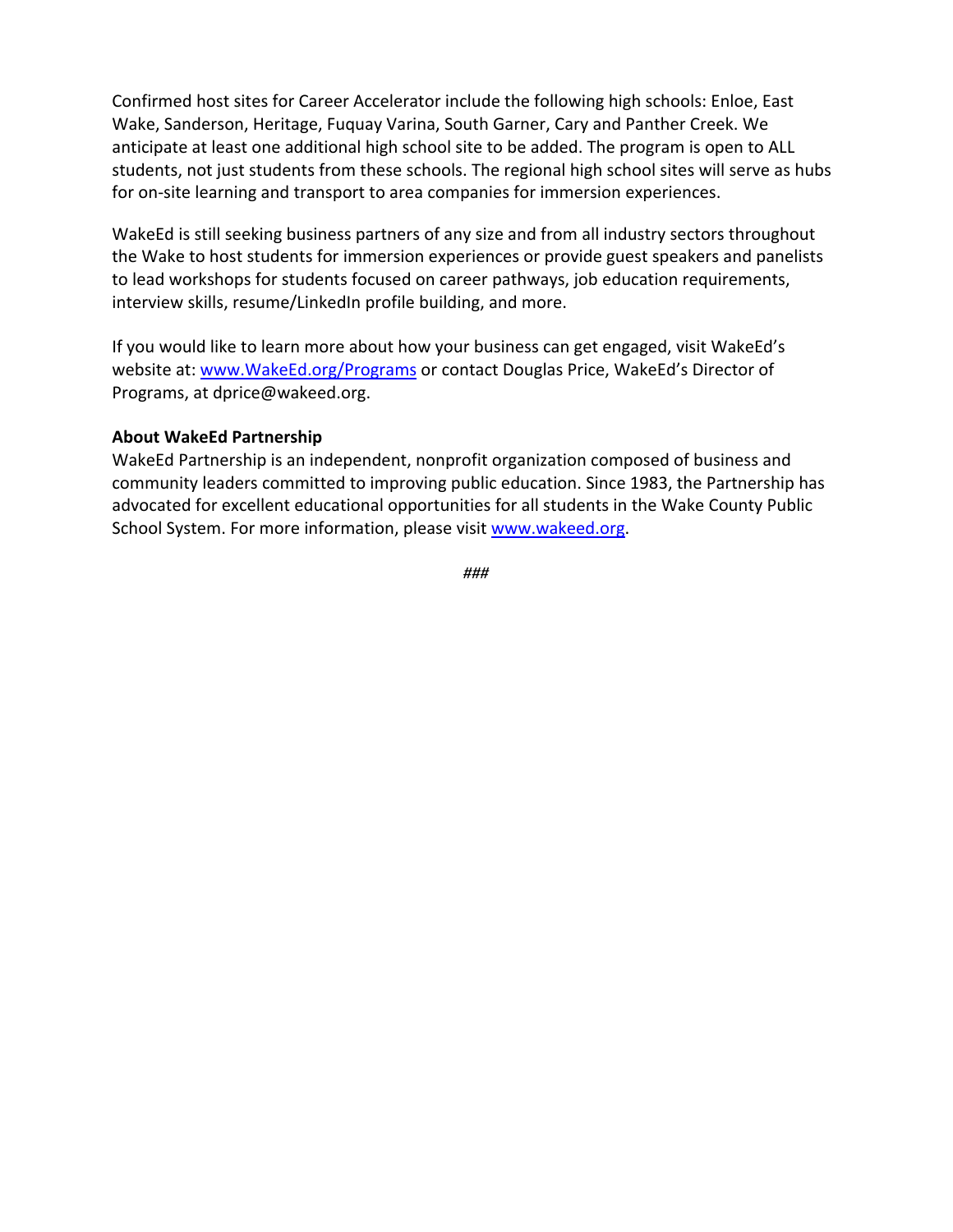Confirmed host sites for Career Accelerator include the following high schools: Enloe, East Wake, Sanderson, Heritage, Fuquay Varina, South Garner, Cary and Panther Creek. We anticipate at least one additional high school site to be added. The program is open to ALL students, not just students from these schools. The regional high school sites will serve as hubs for on-site learning and transport to area companies for immersion experiences.

WakeEd is still seeking business partners of any size and from all industry sectors throughout the Wake to host students for immersion experiences or provide guest speakers and panelists to lead workshops for students focused on career pathways, job education requirements, interview skills, resume/LinkedIn profile building, and more.

If you would like to learn more about how your business can get engaged, visit WakeEd's website at: [www.WakeEd.org/Programs](http://www.WakeEd.org/Programs) or contact Douglas Price, WakeEd's Director of Programs, at dprice@wakeed.org.

**About WakeEd Partnership**
WakeEd Partnership is an independent, nonprofit organization composed of business and community leaders committed to improving public education. Since 1983, the Partnership has advocated for excellent educational opportunities for all students in the Wake County Public School System. For more information, please visit [www.wakeed.org](http://www.wakeed.org).

###